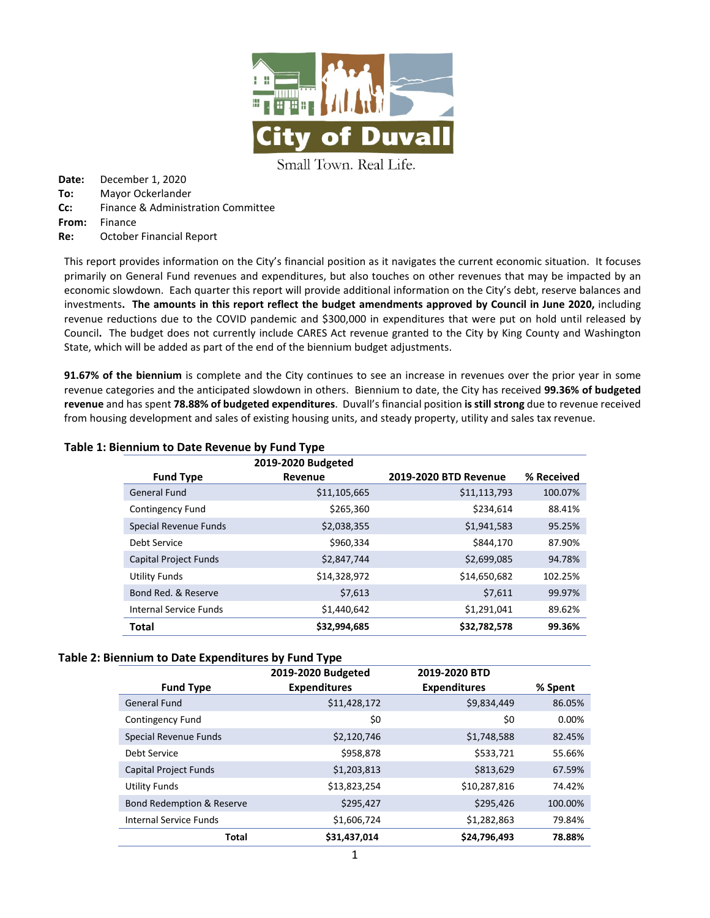City of Duvall

Small Town. Real Life.

**Date:** December 1, 2020
**To:** Mayor Ockerlander
**Cc:** Finance & Administration Committee
**From:** Finance
**Re:** October Financial Report

This report provides information on the City's financial position as it navigates the current economic situation. It focuses primarily on General Fund revenues and expenditures, but also touches on other revenues that may be impacted by an economic slowdown. Each quarter this report will provide additional information on the City's debt, reserve balances and investments**. The amounts in this report reflect the budget amendments approved by Council in June 2020,** including revenue reductions due to the COVID pandemic and $300,000 in expenditures that were put on hold until released by Council**.** The budget does not currently include CARES Act revenue granted to the City by King County and Washington State, which will be added as part of the end of the biennium budget adjustments.

**91.67% of the biennium** is complete and the City continues to see an increase in revenues over the prior year in some revenue categories and the anticipated slowdown in others. Biennium to date, the City has received **99.36% of budgeted revenue** and has spent **78.88% of budgeted expenditures**. Duvall's financial position **is still strong** due to revenue received from housing development and sales of existing housing units, and steady property, utility and sales tax revenue.

**Table 1: Biennium to Date Revenue by Fund Type**

| Fund Type | 2019-2020 Budgeted Revenue | 2019-2020 BTD Revenue | % Received |
|---|---|---|---|
| General Fund | $11,105,665 | $11,113,793 | 100.07% |
| Contingency Fund | $265,360 | $234,614 | 88.41% |
| Special Revenue Funds | $2,038,355 | $1,941,583 | 95.25% |
| Debt Service | $960,334 | $844,170 | 87.90% |
| Capital Project Funds | $2,847,744 | $2,699,085 | 94.78% |
| Utility Funds | $14,328,972 | $14,650,682 | 102.25% |
| Bond Red. & Reserve | $7,613 | $7,611 | 99.97% |
| Internal Service Funds | $1,440,642 | $1,291,041 | 89.62% |
| **Total** | **$32,994,685** | **$32,782,578** | **99.36%** |

**Table 2: Biennium to Date Expenditures by Fund Type**

| Fund Type | 2019-2020 Budgeted Expenditures | 2019-2020 BTD Expenditures | % Spent |
|---|---|---|---|
| General Fund | $11,428,172 | $9,834,449 | 86.05% |
| Contingency Fund | $0 | $0 | 0.00% |
| Special Revenue Funds | $2,120,746 | $1,748,588 | 82.45% |
| Debt Service | $958,878 | $533,721 | 55.66% |
| Capital Project Funds | $1,203,813 | $813,629 | 67.59% |
| Utility Funds | $13,823,254 | $10,287,816 | 74.42% |
| Bond Redemption & Reserve | $295,427 | $295,426 | 100.00% |
| Internal Service Funds | $1,606,724 | $1,282,863 | 79.84% |
| **Total** | **$31,437,014** | **$24,796,493** | **78.88%** |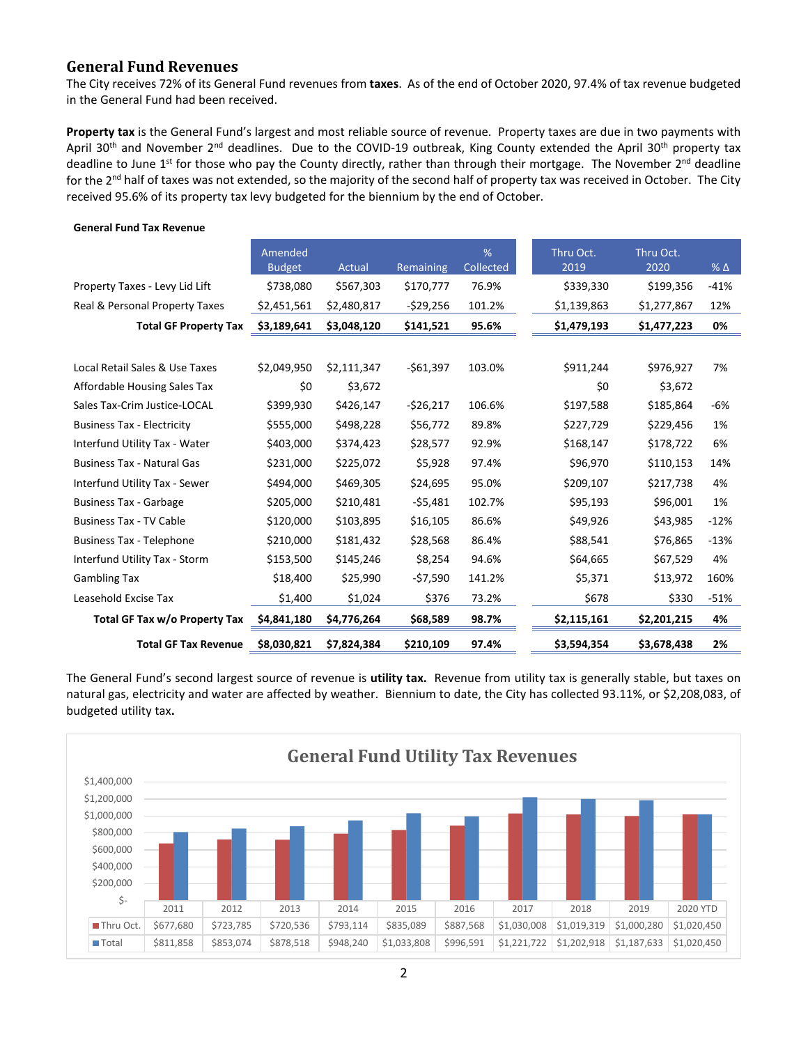## General Fund Revenues

The City receives 72% of its General Fund revenues from **taxes**. As of the end of October 2020, 97.4% of tax revenue budgeted in the General Fund had been received.

**Property tax** is the General Fund's largest and most reliable source of revenue. Property taxes are due in two payments with April 30th and November 2nd deadlines. Due to the COVID-19 outbreak, King County extended the April 30th property tax deadline to June 1st for those who pay the County directly, rather than through their mortgage. The November 2nd deadline for the 2nd half of taxes was not extended, so the majority of the second half of property tax was received in October. The City received 95.6% of its property tax levy budgeted for the biennium by the end of October.

**General Fund Tax Revenue**

| | Amended Budget | Actual | Remaining | % Collected | Thru Oct. 2019 | Thru Oct. 2020 | % Δ |
|---|---|---|---|---|---|---|---|
| Property Taxes - Levy Lid Lift | $738,080 | $567,303 | $170,777 | 76.9% | $339,330 | $199,356 | -41% |
| Real & Personal Property Taxes | $2,451,561 | $2,480,817 | -$29,256 | 101.2% | $1,139,863 | $1,277,867 | 12% |
| **Total GF Property Tax** | **$3,189,641** | **$3,048,120** | **$141,521** | **95.6%** | **$1,479,193** | **$1,477,223** | **0%** |
| | | | | | | | |
| Local Retail Sales & Use Taxes | $2,049,950 | $2,111,347 | -$61,397 | 103.0% | $911,244 | $976,927 | 7% |
| Affordable Housing Sales Tax | $0 | $3,672 | | | $0 | $3,672 | |
| Sales Tax-Crim Justice-LOCAL | $399,930 | $426,147 | -$26,217 | 106.6% | $197,588 | $185,864 | -6% |
| Business Tax - Electricity | $555,000 | $498,228 | $56,772 | 89.8% | $227,729 | $229,456 | 1% |
| Interfund Utility Tax - Water | $403,000 | $374,423 | $28,577 | 92.9% | $168,147 | $178,722 | 6% |
| Business Tax - Natural Gas | $231,000 | $225,072 | $5,928 | 97.4% | $96,970 | $110,153 | 14% |
| Interfund Utility Tax - Sewer | $494,000 | $469,305 | $24,695 | 95.0% | $209,107 | $217,738 | 4% |
| Business Tax - Garbage | $205,000 | $210,481 | -$5,481 | 102.7% | $95,193 | $96,001 | 1% |
| Business Tax - TV Cable | $120,000 | $103,895 | $16,105 | 86.6% | $49,926 | $43,985 | -12% |
| Business Tax - Telephone | $210,000 | $181,432 | $28,568 | 86.4% | $88,541 | $76,865 | -13% |
| Interfund Utility Tax - Storm | $153,500 | $145,246 | $8,254 | 94.6% | $64,665 | $67,529 | 4% |
| Gambling Tax | $18,400 | $25,990 | -$7,590 | 141.2% | $5,371 | $13,972 | 160% |
| Leasehold Excise Tax | $1,400 | $1,024 | $376 | 73.2% | $678 | $330 | -51% |
| **Total GF Tax w/o Property Tax** | **$4,841,180** | **$4,776,264** | **$68,589** | **98.7%** | **$2,115,161** | **$2,201,215** | **4%** |
| **Total GF Tax Revenue** | **$8,030,821** | **$7,824,384** | **$210,109** | **97.4%** | **$3,594,354** | **$3,678,438** | **2%** |

The General Fund's second largest source of revenue is **utility tax.** Revenue from utility tax is generally stable, but taxes on natural gas, electricity and water are affected by weather. Biennium to date, the City has collected 93.11%, or $2,208,083, of budgeted utility tax**.**

**General Fund Utility Tax Revenues**

| | 2011 | 2012 | 2013 | 2014 | 2015 | 2016 | 2017 | 2018 | 2019 | 2020 YTD |
|---|---|---|---|---|---|---|---|---|---|---|
| Thru Oct. | $677,680 | $723,785 | $720,536 | $793,114 | $835,089 | $887,568 | $1,030,008 | $1,019,319 | $1,000,280 | $1,020,450 |
| Total | $811,858 | $853,074 | $878,518 | $948,240 | $1,033,808 | $996,591 | $1,221,722 | $1,202,918 | $1,187,633 | $1,020,450 |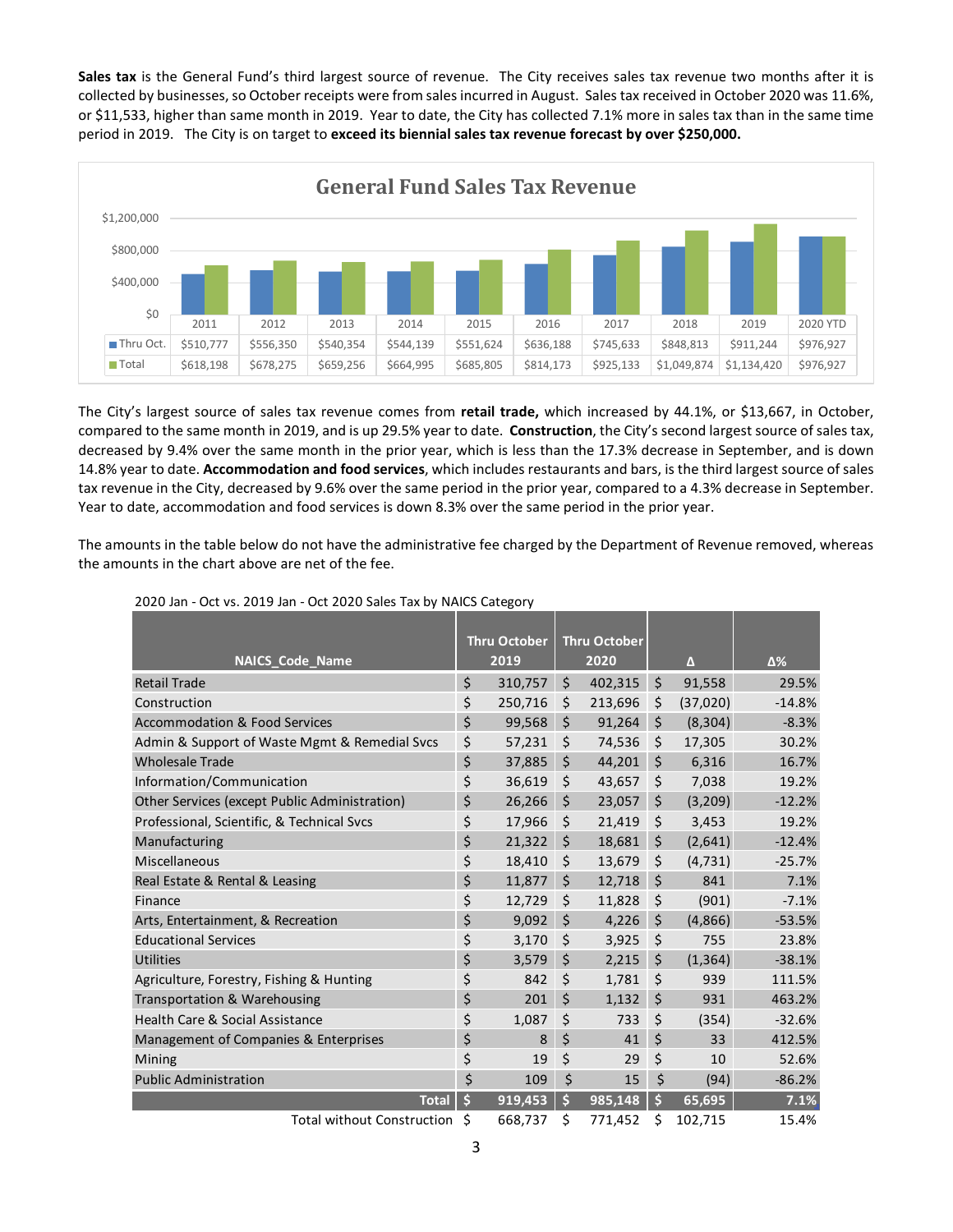**Sales tax** is the General Fund's third largest source of revenue. The City receives sales tax revenue two months after it is collected by businesses, so October receipts were from sales incurred in August. Sales tax received in October 2020 was 11.6%, or $11,533, higher than same month in 2019. Year to date, the City has collected 7.1% more in sales tax than in the same time period in 2019. The City is on target to **exceed its biennial sales tax revenue forecast by over $250,000.**

**General Fund Sales Tax Revenue**

| | 2011 | 2012 | 2013 | 2014 | 2015 | 2016 | 2017 | 2018 | 2019 | 2020 YTD |
|---|---|---|---|---|---|---|---|---|---|---|
| Thru Oct. | $510,777 | $556,350 | $540,354 | $544,139 | $551,624 | $636,188 | $745,633 | $848,813 | $911,244 | $976,927 |
| Total | $618,198 | $678,275 | $659,256 | $664,995 | $685,805 | $814,173 | $925,133 | $1,049,874 | $1,134,420 | $976,927 |

The City's largest source of sales tax revenue comes from **retail trade,** which increased by 44.1%, or $13,667, in October, compared to the same month in 2019, and is up 29.5% year to date. **Construction**, the City's second largest source of sales tax, decreased by 9.4% over the same month in the prior year, which is less than the 17.3% decrease in September, and is down 14.8% year to date. **Accommodation and food services**, which includes restaurants and bars, is the third largest source of sales tax revenue in the City, decreased by 9.6% over the same period in the prior year, compared to a 4.3% decrease in September. Year to date, accommodation and food services is down 8.3% over the same period in the prior year.

The amounts in the table below do not have the administrative fee charged by the Department of Revenue removed, whereas the amounts in the chart above are net of the fee.

2020 Jan - Oct vs. 2019 Jan - Oct 2020 Sales Tax by NAICS Category

| NAICS_Code_Name | Thru October 2019 | Thru October 2020 | Δ | Δ% |
|---|---|---|---|---|
| Retail Trade | $ 310,757 | $ 402,315 | $ 91,558 | 29.5% |
| Construction | $ 250,716 | $ 213,696 | $ (37,020) | -14.8% |
| Accommodation & Food Services | $ 99,568 | $ 91,264 | $ (8,304) | -8.3% |
| Admin & Support of Waste Mgmt & Remedial Svcs | $ 57,231 | $ 74,536 | $ 17,305 | 30.2% |
| Wholesale Trade | $ 37,885 | $ 44,201 | $ 6,316 | 16.7% |
| Information/Communication | $ 36,619 | $ 43,657 | $ 7,038 | 19.2% |
| Other Services (except Public Administration) | $ 26,266 | $ 23,057 | $ (3,209) | -12.2% |
| Professional, Scientific, & Technical Svcs | $ 17,966 | $ 21,419 | $ 3,453 | 19.2% |
| Manufacturing | $ 21,322 | $ 18,681 | $ (2,641) | -12.4% |
| Miscellaneous | $ 18,410 | $ 13,679 | $ (4,731) | -25.7% |
| Real Estate & Rental & Leasing | $ 11,877 | $ 12,718 | $ 841 | 7.1% |
| Finance | $ 12,729 | $ 11,828 | $ (901) | -7.1% |
| Arts, Entertainment, & Recreation | $ 9,092 | $ 4,226 | $ (4,866) | -53.5% |
| Educational Services | $ 3,170 | $ 3,925 | $ 755 | 23.8% |
| Utilities | $ 3,579 | $ 2,215 | $ (1,364) | -38.1% |
| Agriculture, Forestry, Fishing & Hunting | $ 842 | $ 1,781 | $ 939 | 111.5% |
| Transportation & Warehousing | $ 201 | $ 1,132 | $ 931 | 463.2% |
| Health Care & Social Assistance | $ 1,087 | $ 733 | $ (354) | -32.6% |
| Management of Companies & Enterprises | $ 8 | $ 41 | $ 33 | 412.5% |
| Mining | $ 19 | $ 29 | $ 10 | 52.6% |
| Public Administration | $ 109 | $ 15 | $ (94) | -86.2% |
| **Total** | **$ 919,453** | **$ 985,148** | **$ 65,695** | **7.1%** |
| Total without Construction | $ 668,737 | $ 771,452 | $ 102,715 | 15.4% |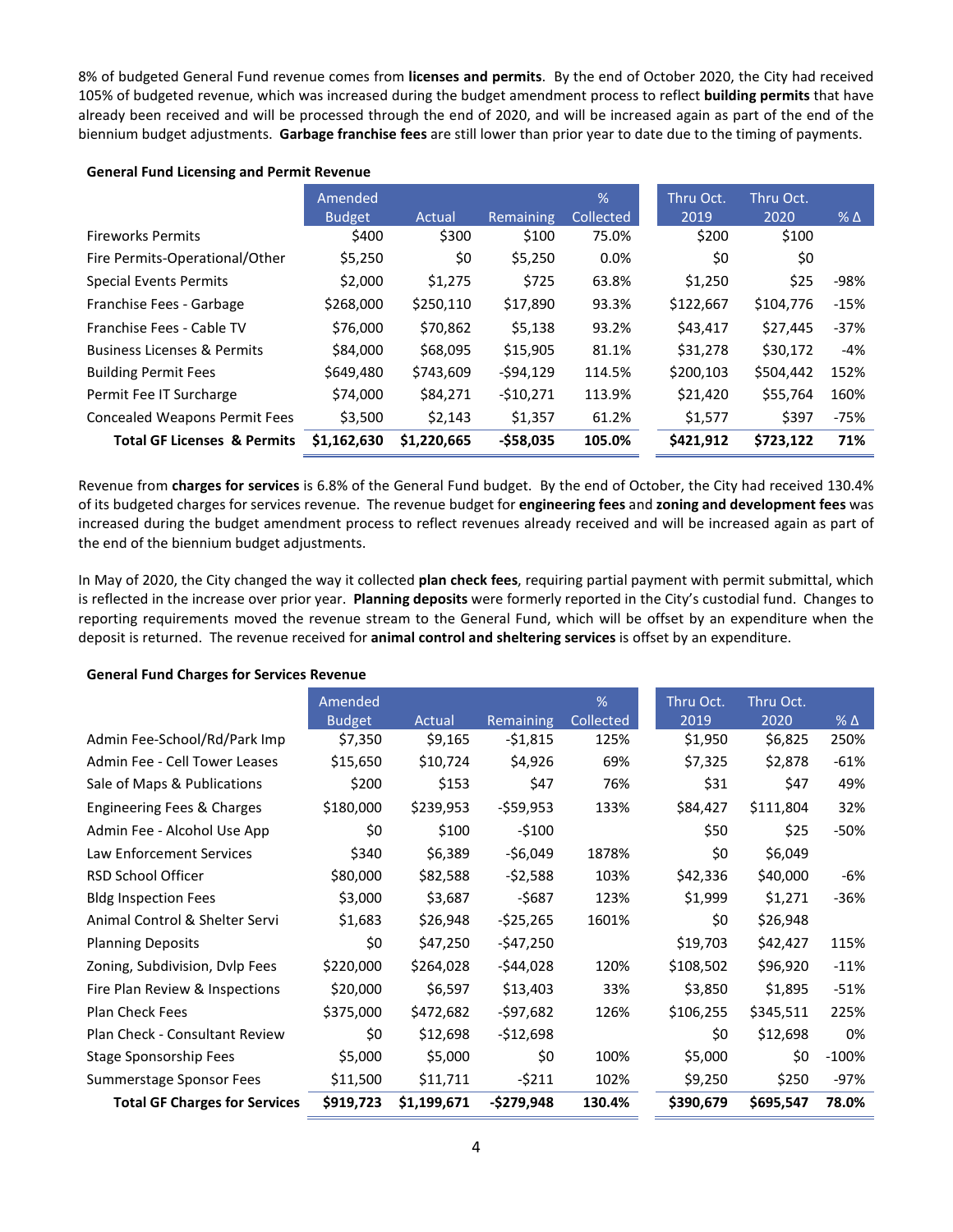8% of budgeted General Fund revenue comes from **licenses and permits**. By the end of October 2020, the City had received 105% of budgeted revenue, which was increased during the budget amendment process to reflect **building permits** that have already been received and will be processed through the end of 2020, and will be increased again as part of the end of the biennium budget adjustments. **Garbage franchise fees** are still lower than prior year to date due to the timing of payments.

**General Fund Licensing and Permit Revenue**

| | Amended Budget | Actual | Remaining | % Collected | Thru Oct. 2019 | Thru Oct. 2020 | % Δ |
|---|---|---|---|---|---|---|---|
| Fireworks Permits | $400 | $300 | $100 | 75.0% | $200 | $100 | |
| Fire Permits-Operational/Other | $5,250 | $0 | $5,250 | 0.0% | $0 | $0 | |
| Special Events Permits | $2,000 | $1,275 | $725 | 63.8% | $1,250 | $25 | -98% |
| Franchise Fees - Garbage | $268,000 | $250,110 | $17,890 | 93.3% | $122,667 | $104,776 | -15% |
| Franchise Fees - Cable TV | $76,000 | $70,862 | $5,138 | 93.2% | $43,417 | $27,445 | -37% |
| Business Licenses & Permits | $84,000 | $68,095 | $15,905 | 81.1% | $31,278 | $30,172 | -4% |
| Building Permit Fees | $649,480 | $743,609 | -$94,129 | 114.5% | $200,103 | $504,442 | 152% |
| Permit Fee IT Surcharge | $74,000 | $84,271 | -$10,271 | 113.9% | $21,420 | $55,764 | 160% |
| Concealed Weapons Permit Fees | $3,500 | $2,143 | $1,357 | 61.2% | $1,577 | $397 | -75% |
| **Total GF Licenses & Permits** | **$1,162,630** | **$1,220,665** | **-$58,035** | **105.0%** | **$421,912** | **$723,122** | **71%** |

Revenue from **charges for services** is 6.8% of the General Fund budget. By the end of October, the City had received 130.4% of its budgeted charges for services revenue. The revenue budget for **engineering fees** and **zoning and development fees** was increased during the budget amendment process to reflect revenues already received and will be increased again as part of the end of the biennium budget adjustments.

In May of 2020, the City changed the way it collected **plan check fees**, requiring partial payment with permit submittal, which is reflected in the increase over prior year. **Planning deposits** were formerly reported in the City's custodial fund. Changes to reporting requirements moved the revenue stream to the General Fund, which will be offset by an expenditure when the deposit is returned. The revenue received for **animal control and sheltering services** is offset by an expenditure.

**General Fund Charges for Services Revenue**

| | Amended Budget | Actual | Remaining | % Collected | Thru Oct. 2019 | Thru Oct. 2020 | % Δ |
|---|---|---|---|---|---|---|---|
| Admin Fee-School/Rd/Park Imp | $7,350 | $9,165 | -$1,815 | 125% | $1,950 | $6,825 | 250% |
| Admin Fee - Cell Tower Leases | $15,650 | $10,724 | $4,926 | 69% | $7,325 | $2,878 | -61% |
| Sale of Maps & Publications | $200 | $153 | $47 | 76% | $31 | $47 | 49% |
| Engineering Fees & Charges | $180,000 | $239,953 | -$59,953 | 133% | $84,427 | $111,804 | 32% |
| Admin Fee - Alcohol Use App | $0 | $100 | -$100 | | $50 | $25 | -50% |
| Law Enforcement Services | $340 | $6,389 | -$6,049 | 1878% | $0 | $6,049 | |
| RSD School Officer | $80,000 | $82,588 | -$2,588 | 103% | $42,336 | $40,000 | -6% |
| Bldg Inspection Fees | $3,000 | $3,687 | -$687 | 123% | $1,999 | $1,271 | -36% |
| Animal Control & Shelter Servi | $1,683 | $26,948 | -$25,265 | 1601% | $0 | $26,948 | |
| Planning Deposits | $0 | $47,250 | -$47,250 | | $19,703 | $42,427 | 115% |
| Zoning, Subdivision, Dvlp Fees | $220,000 | $264,028 | -$44,028 | 120% | $108,502 | $96,920 | -11% |
| Fire Plan Review & Inspections | $20,000 | $6,597 | $13,403 | 33% | $3,850 | $1,895 | -51% |
| Plan Check Fees | $375,000 | $472,682 | -$97,682 | 126% | $106,255 | $345,511 | 225% |
| Plan Check - Consultant Review | $0 | $12,698 | -$12,698 | | $0 | $12,698 | 0% |
| Stage Sponsorship Fees | $5,000 | $5,000 | $0 | 100% | $5,000 | $0 | -100% |
| Summerstage Sponsor Fees | $11,500 | $11,711 | -$211 | 102% | $9,250 | $250 | -97% |
| **Total GF Charges for Services** | **$919,723** | **$1,199,671** | **-$279,948** | **130.4%** | **$390,679** | **$695,547** | **78.0%** |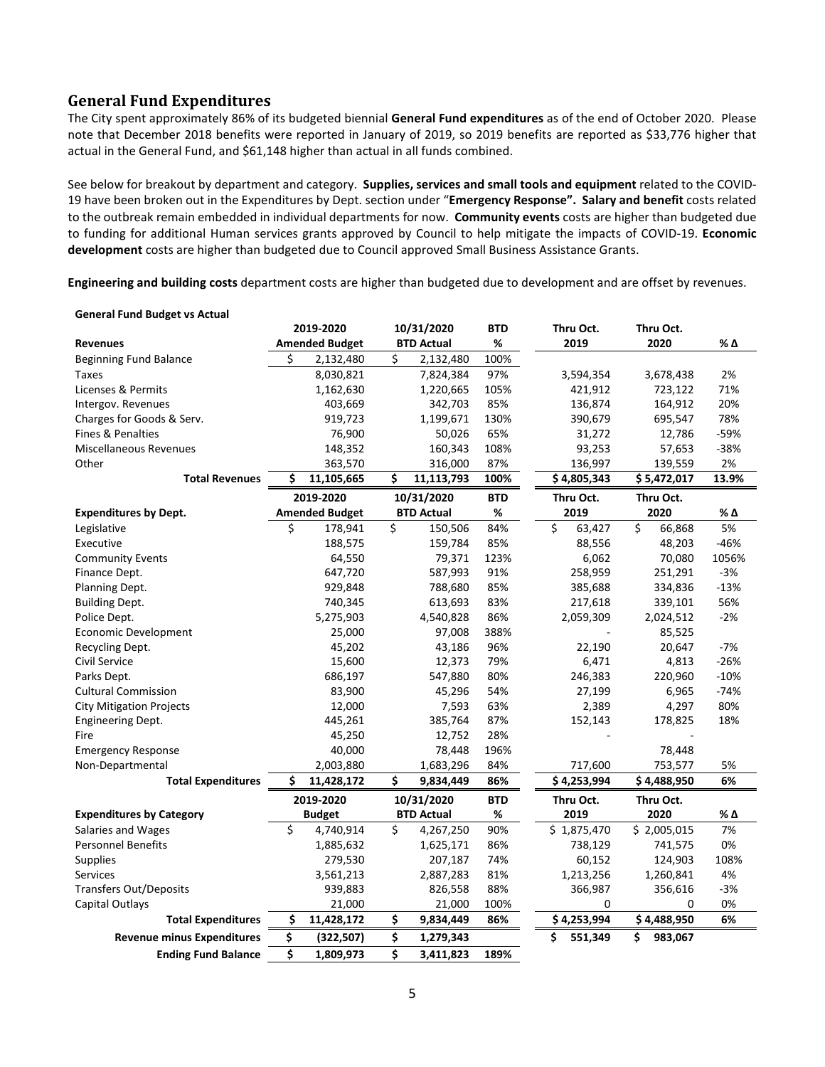## General Fund Expenditures

The City spent approximately 86% of its budgeted biennial **General Fund expenditures** as of the end of October 2020. Please note that December 2018 benefits were reported in January of 2019, so 2019 benefits are reported as $33,776 higher that actual in the General Fund, and $61,148 higher than actual in all funds combined.

See below for breakout by department and category. **Supplies, services and small tools and equipment** related to the COVID-19 have been broken out in the Expenditures by Dept. section under "**Emergency Response". Salary and benefit** costs related to the outbreak remain embedded in individual departments for now. **Community events** costs are higher than budgeted due to funding for additional Human services grants approved by Council to help mitigate the impacts of COVID-19. **Economic development** costs are higher than budgeted due to Council approved Small Business Assistance Grants.

**Engineering and building costs** department costs are higher than budgeted due to development and are offset by revenues.

**General Fund Budget vs Actual**

| Revenues | 2019-2020 Amended Budget | 10/31/2020 BTD Actual | BTD % | Thru Oct. 2019 | Thru Oct. 2020 | % Δ |
|---|---|---|---|---|---|---|
| Beginning Fund Balance | $ 2,132,480 | $ 2,132,480 | 100% | | | |
| Taxes | 8,030,821 | 7,824,384 | 97% | 3,594,354 | 3,678,438 | 2% |
| Licenses & Permits | 1,162,630 | 1,220,665 | 105% | 421,912 | 723,122 | 71% |
| Intergov. Revenues | 403,669 | 342,703 | 85% | 136,874 | 164,912 | 20% |
| Charges for Goods & Serv. | 919,723 | 1,199,671 | 130% | 390,679 | 695,547 | 78% |
| Fines & Penalties | 76,900 | 50,026 | 65% | 31,272 | 12,786 | -59% |
| Miscellaneous Revenues | 148,352 | 160,343 | 108% | 93,253 | 57,653 | -38% |
| Other | 363,570 | 316,000 | 87% | 136,997 | 139,559 | 2% |
| **Total Revenues** | **$ 11,105,665** | **$ 11,113,793** | **100%** | **$ 4,805,343** | **$ 5,472,017** | **13.9%** |

| Expenditures by Dept. | 2019-2020 Amended Budget | 10/31/2020 BTD Actual | BTD % | Thru Oct. 2019 | Thru Oct. 2020 | % Δ |
|---|---|---|---|---|---|---|
| Legislative | $ 178,941 | $ 150,506 | 84% | $ 63,427 | $ 66,868 | 5% |
| Executive | 188,575 | 159,784 | 85% | 88,556 | 48,203 | -46% |
| Community Events | 64,550 | 79,371 | 123% | 6,062 | 70,080 | 1056% |
| Finance Dept. | 647,720 | 587,993 | 91% | 258,959 | 251,291 | -3% |
| Planning Dept. | 929,848 | 788,680 | 85% | 385,688 | 334,836 | -13% |
| Building Dept. | 740,345 | 613,693 | 83% | 217,618 | 339,101 | 56% |
| Police Dept. | 5,275,903 | 4,540,828 | 86% | 2,059,309 | 2,024,512 | -2% |
| Economic Development | 25,000 | 97,008 | 388% | - | 85,525 | |
| Recycling Dept. | 45,202 | 43,186 | 96% | 22,190 | 20,647 | -7% |
| Civil Service | 15,600 | 12,373 | 79% | 6,471 | 4,813 | -26% |
| Parks Dept. | 686,197 | 547,880 | 80% | 246,383 | 220,960 | -10% |
| Cultural Commission | 83,900 | 45,296 | 54% | 27,199 | 6,965 | -74% |
| City Mitigation Projects | 12,000 | 7,593 | 63% | 2,389 | 4,297 | 80% |
| Engineering Dept. | 445,261 | 385,764 | 87% | 152,143 | 178,825 | 18% |
| Fire | 45,250 | 12,752 | 28% | - | - | |
| Emergency Response | 40,000 | 78,448 | 196% | | 78,448 | |
| Non-Departmental | 2,003,880 | 1,683,296 | 84% | 717,600 | 753,577 | 5% |
| **Total Expenditures** | **$ 11,428,172** | **$ 9,834,449** | **86%** | **$ 4,253,994** | **$ 4,488,950** | **6%** |

| Expenditures by Category | 2019-2020 Budget | 10/31/2020 BTD Actual | BTD % | Thru Oct. 2019 | Thru Oct. 2020 | % Δ |
|---|---|---|---|---|---|---|
| Salaries and Wages | $ 4,740,914 | $ 4,267,250 | 90% | $ 1,875,470 | $ 2,005,015 | 7% |
| Personnel Benefits | 1,885,632 | 1,625,171 | 86% | 738,129 | 741,575 | 0% |
| Supplies | 279,530 | 207,187 | 74% | 60,152 | 124,903 | 108% |
| Services | 3,561,213 | 2,887,283 | 81% | 1,213,256 | 1,260,841 | 4% |
| Transfers Out/Deposits | 939,883 | 826,558 | 88% | 366,987 | 356,616 | -3% |
| Capital Outlays | 21,000 | 21,000 | 100% | 0 | 0 | 0% |
| **Total Expenditures** | **$ 11,428,172** | **$ 9,834,449** | **86%** | **$ 4,253,994** | **$ 4,488,950** | **6%** |
| **Revenue minus Expenditures** | **$ (322,507)** | **$ 1,279,343** | | **$ 551,349** | **$ 983,067** | |
| **Ending Fund Balance** | **$ 1,809,973** | **$ 3,411,823** | **189%** | | | |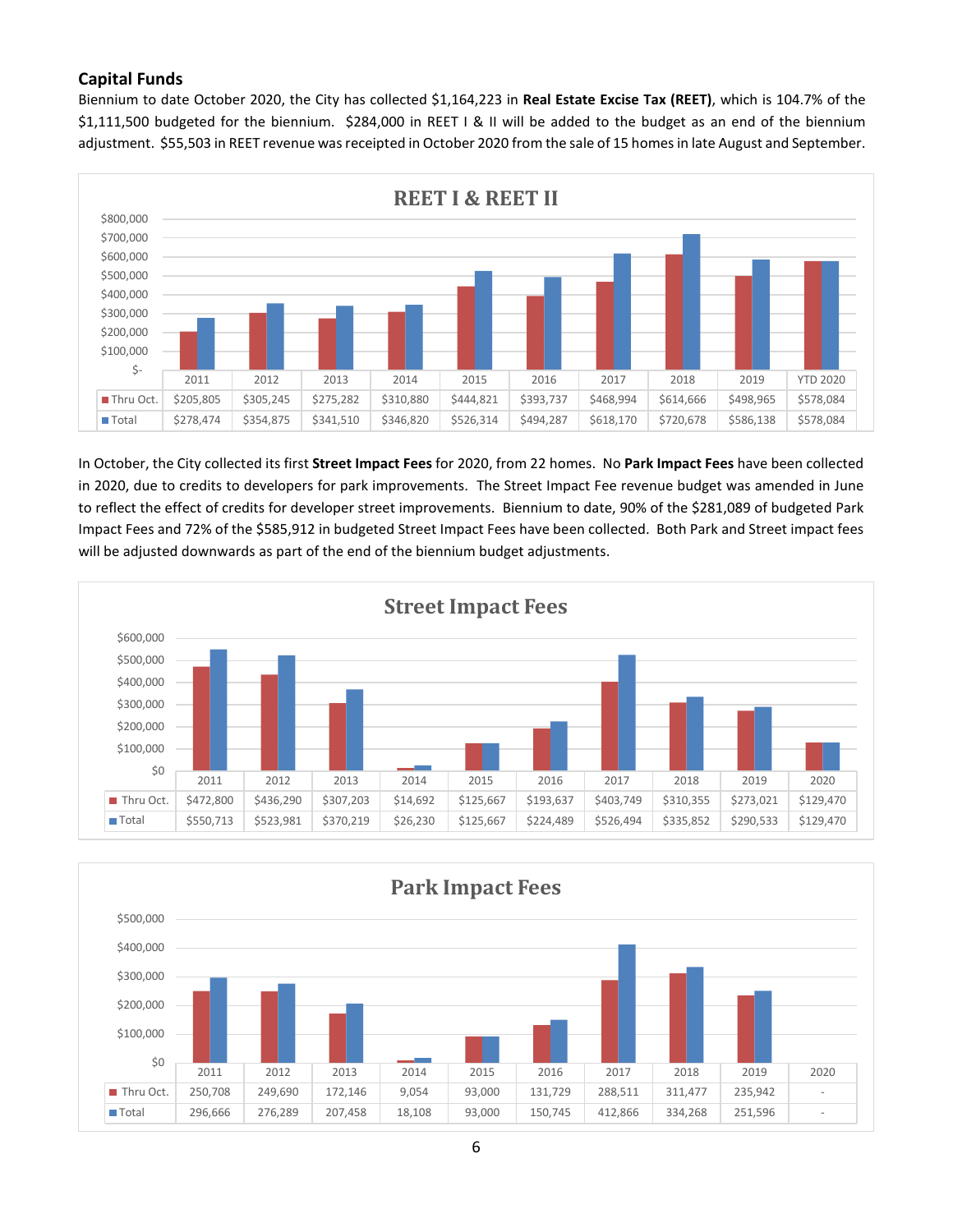## Capital Funds

Biennium to date October 2020, the City has collected $1,164,223 in **Real Estate Excise Tax (REET)**, which is 104.7% of the $1,111,500 budgeted for the biennium. $284,000 in REET I & II will be added to the budget as an end of the biennium adjustment. $55,503 in REET revenue was receipted in October 2020 from the sale of 15 homes in late August and September.

**REET I & REET II**

| | 2011 | 2012 | 2013 | 2014 | 2015 | 2016 | 2017 | 2018 | 2019 | YTD 2020 |
|---|---|---|---|---|---|---|---|---|---|---|
| Thru Oct. | $205,805 | $305,245 | $275,282 | $310,880 | $444,821 | $393,737 | $468,994 | $614,666 | $498,965 | $578,084 |
| Total | $278,474 | $354,875 | $341,510 | $346,820 | $526,314 | $494,287 | $618,170 | $720,678 | $586,138 | $578,084 |

In October, the City collected its first **Street Impact Fees** for 2020, from 22 homes. No **Park Impact Fees** have been collected in 2020, due to credits to developers for park improvements. The Street Impact Fee revenue budget was amended in June to reflect the effect of credits for developer street improvements. Biennium to date, 90% of the $281,089 of budgeted Park Impact Fees and 72% of the $585,912 in budgeted Street Impact Fees have been collected. Both Park and Street impact fees will be adjusted downwards as part of the end of the biennium budget adjustments.

**Street Impact Fees**

| | 2011 | 2012 | 2013 | 2014 | 2015 | 2016 | 2017 | 2018 | 2019 | 2020 |
|---|---|---|---|---|---|---|---|---|---|---|
| Thru Oct. | $472,800 | $436,290 | $307,203 | $14,692 | $125,667 | $193,637 | $403,749 | $310,355 | $273,021 | $129,470 |
| Total | $550,713 | $523,981 | $370,219 | $26,230 | $125,667 | $224,489 | $526,494 | $335,852 | $290,533 | $129,470 |

**Park Impact Fees**

| | 2011 | 2012 | 2013 | 2014 | 2015 | 2016 | 2017 | 2018 | 2019 | 2020 |
|---|---|---|---|---|---|---|---|---|---|---|
| Thru Oct. | 250,708 | 249,690 | 172,146 | 9,054 | 93,000 | 131,729 | 288,511 | 311,477 | 235,942 | - |
| Total | 296,666 | 276,289 | 207,458 | 18,108 | 93,000 | 150,745 | 412,866 | 334,268 | 251,596 | - |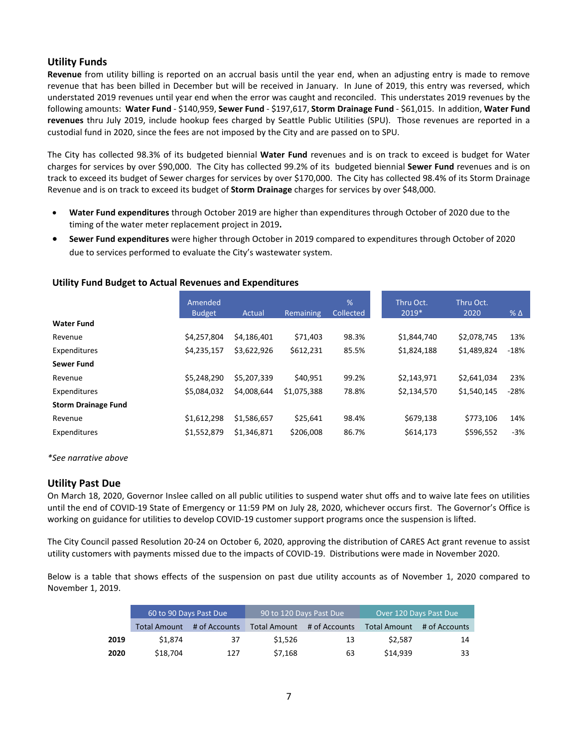## Utility Funds

**Revenue** from utility billing is reported on an accrual basis until the year end, when an adjusting entry is made to remove revenue that has been billed in December but will be received in January. In June of 2019, this entry was reversed, which understated 2019 revenues until year end when the error was caught and reconciled. This understates 2019 revenues by the following amounts: **Water Fund** - $140,959, **Sewer Fund** - $197,617, **Storm Drainage Fund** - $61,015. In addition, **Water Fund revenues** thru July 2019, include hookup fees charged by Seattle Public Utilities (SPU). Those revenues are reported in a custodial fund in 2020, since the fees are not imposed by the City and are passed on to SPU.

The City has collected 98.3% of its budgeted biennial **Water Fund** revenues and is on track to exceed is budget for Water charges for services by over $90,000. The City has collected 99.2% of its budgeted biennial **Sewer Fund** revenues and is on track to exceed its budget of Sewer charges for services by over $170,000. The City has collected 98.4% of its Storm Drainage Revenue and is on track to exceed its budget of **Storm Drainage** charges for services by over $48,000.

- **Water Fund expenditures** through October 2019 are higher than expenditures through October of 2020 due to the timing of the water meter replacement project in 2019**.**
- **Sewer Fund expenditures** were higher through October in 2019 compared to expenditures through October of 2020 due to services performed to evaluate the City's wastewater system.

### Utility Fund Budget to Actual Revenues and Expenditures

| | Amended Budget | Actual | Remaining | % Collected | Thru Oct. 2019* | Thru Oct. 2020 | % Δ |
|---|---|---|---|---|---|---|---|
| **Water Fund** | | | | | | | |
| Revenue | $4,257,804 | $4,186,401 | $71,403 | 98.3% | $1,844,740 | $2,078,745 | 13% |
| Expenditures | $4,235,157 | $3,622,926 | $612,231 | 85.5% | $1,824,188 | $1,489,824 | -18% |
| **Sewer Fund** | | | | | | | |
| Revenue | $5,248,290 | $5,207,339 | $40,951 | 99.2% | $2,143,971 | $2,641,034 | 23% |
| Expenditures | $5,084,032 | $4,008,644 | $1,075,388 | 78.8% | $2,134,570 | $1,540,145 | -28% |
| **Storm Drainage Fund** | | | | | | | |
| Revenue | $1,612,298 | $1,586,657 | $25,641 | 98.4% | $679,138 | $773,106 | 14% |
| Expenditures | $1,552,879 | $1,346,871 | $206,008 | 86.7% | $614,173 | $596,552 | -3% |

*\*See narrative above*

## Utility Past Due

On March 18, 2020, Governor Inslee called on all public utilities to suspend water shut offs and to waive late fees on utilities until the end of COVID-19 State of Emergency or 11:59 PM on July 28, 2020, whichever occurs first. The Governor's Office is working on guidance for utilities to develop COVID-19 customer support programs once the suspension is lifted.

The City Council passed Resolution 20-24 on October 6, 2020, approving the distribution of CARES Act grant revenue to assist utility customers with payments missed due to the impacts of COVID-19. Distributions were made in November 2020.

Below is a table that shows effects of the suspension on past due utility accounts as of November 1, 2020 compared to November 1, 2019.

| | 60 to 90 Days Past Due | | 90 to 120 Days Past Due | | Over 120 Days Past Due | |
|---|---|---|---|---|---|---|
| | Total Amount | # of Accounts | Total Amount | # of Accounts | Total Amount | # of Accounts |
| **2019** | $1,874 | 37 | $1,526 | 13 | $2,587 | 14 |
| **2020** | $18,704 | 127 | $7,168 | 63 | $14,939 | 33 |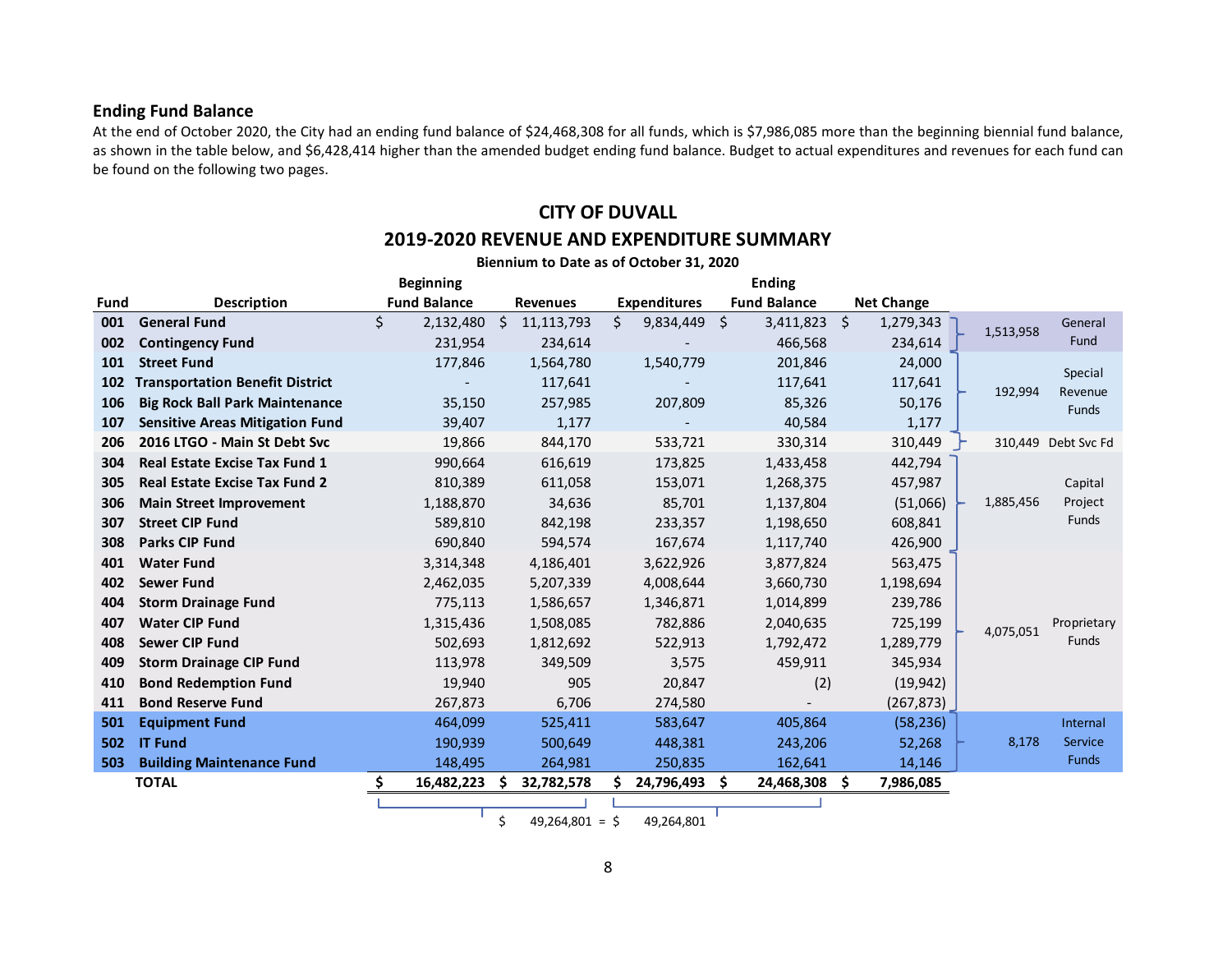### Ending Fund Balance

At the end of October 2020, the City had an ending fund balance of $24,468,308 for all funds, which is $7,986,085 more than the beginning biennial fund balance, as shown in the table below, and $6,428,414 higher than the amended budget ending fund balance. Budget to actual expenditures and revenues for each fund can be found on the following two pages.

## CITY OF DUVALL

## 2019-2020 REVENUE AND EXPENDITURE SUMMARY

**Biennium to Date as of October 31, 2020**

| Fund | Description | Beginning Fund Balance | Revenues | Expenditures | Ending Fund Balance | Net Change | Fund Type Total | Fund Type |
|---|---|---|---|---|---|---|---|---|
| 001 | General Fund | $ 2,132,480 | $ 11,113,793 | $ 9,834,449 | $ 3,411,823 | $ 1,279,343 | 1,513,958 | General Fund |
| 002 | Contingency Fund | 231,954 | 234,614 | - | 466,568 | 234,614 | | |
| 101 | Street Fund | 177,846 | 1,564,780 | 1,540,779 | 201,846 | 24,000 | 192,994 | Special Revenue Funds |
| 102 | Transportation Benefit District | - | 117,641 | - | 117,641 | 117,641 | | |
| 106 | Big Rock Ball Park Maintenance | 35,150 | 257,985 | 207,809 | 85,326 | 50,176 | | |
| 107 | Sensitive Areas Mitigation Fund | 39,407 | 1,177 | - | 40,584 | 1,177 | | |
| 206 | 2016 LTGO - Main St Debt Svc | 19,866 | 844,170 | 533,721 | 330,314 | 310,449 | 310,449 | Debt Svc Fd |
| 304 | Real Estate Excise Tax Fund 1 | 990,664 | 616,619 | 173,825 | 1,433,458 | 442,794 | 1,885,456 | Capital Project Funds |
| 305 | Real Estate Excise Tax Fund 2 | 810,389 | 611,058 | 153,071 | 1,268,375 | 457,987 | | |
| 306 | Main Street Improvement | 1,188,870 | 34,636 | 85,701 | 1,137,804 | (51,066) | | |
| 307 | Street CIP Fund | 589,810 | 842,198 | 233,357 | 1,198,650 | 608,841 | | |
| 308 | Parks CIP Fund | 690,840 | 594,574 | 167,674 | 1,117,740 | 426,900 | | |
| 401 | Water Fund | 3,314,348 | 4,186,401 | 3,622,926 | 3,877,824 | 563,475 | 4,075,051 | Proprietary Funds |
| 402 | Sewer Fund | 2,462,035 | 5,207,339 | 4,008,644 | 3,660,730 | 1,198,694 | | |
| 404 | Storm Drainage Fund | 775,113 | 1,586,657 | 1,346,871 | 1,014,899 | 239,786 | | |
| 407 | Water CIP Fund | 1,315,436 | 1,508,085 | 782,886 | 2,040,635 | 725,199 | | |
| 408 | Sewer CIP Fund | 502,693 | 1,812,692 | 522,913 | 1,792,472 | 1,289,779 | | |
| 409 | Storm Drainage CIP Fund | 113,978 | 349,509 | 3,575 | 459,911 | 345,934 | | |
| 410 | Bond Redemption Fund | 19,940 | 905 | 20,847 | (2) | (19,942) | | |
| 411 | Bond Reserve Fund | 267,873 | 6,706 | 274,580 | - | (267,873) | | |
| 501 | Equipment Fund | 464,099 | 525,411 | 583,647 | 405,864 | (58,236) | 8,178 | Internal Service Funds |
| 502 | IT Fund | 190,939 | 500,649 | 448,381 | 243,206 | 52,268 | | |
| 503 | Building Maintenance Fund | 148,495 | 264,981 | 250,835 | 162,641 | 14,146 | | |
| | **TOTAL** | **$ 16,482,223** | **$ 32,782,578** | **$ 24,796,493** | **$ 24,468,308** | **$ 7,986,085** | | |

Beginning Fund Balance + Revenues: $ 49,264,801 = Expenditures + Ending Fund Balance: $ 49,264,801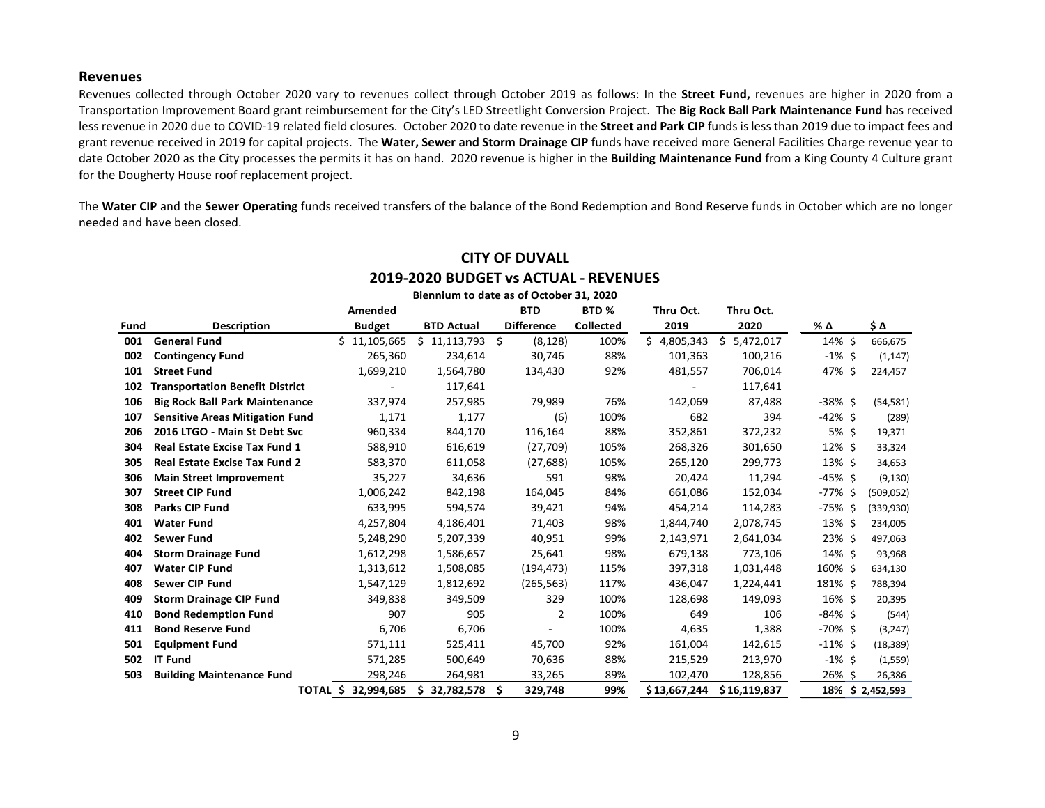## Revenues

Revenues collected through October 2020 vary to revenues collect through October 2019 as follows: In the **Street Fund,** revenues are higher in 2020 from a Transportation Improvement Board grant reimbursement for the City's LED Streetlight Conversion Project. The **Big Rock Ball Park Maintenance Fund** has received less revenue in 2020 due to COVID-19 related field closures. October 2020 to date revenue in the **Street and Park CIP** funds is less than 2019 due to impact fees and grant revenue received in 2019 for capital projects. The **Water, Sewer and Storm Drainage CIP** funds have received more General Facilities Charge revenue year to date October 2020 as the City processes the permits it has on hand. 2020 revenue is higher in the **Building Maintenance Fund** from a King County 4 Culture grant for the Dougherty House roof replacement project.

The **Water CIP** and the **Sewer Operating** funds received transfers of the balance of the Bond Redemption and Bond Reserve funds in October which are no longer needed and have been closed.

### CITY OF DUVALL
### 2019-2020 BUDGET vs ACTUAL - REVENUES

Biennium to date as of October 31, 2020

| Fund | Description | Amended Budget | BTD Actual | BTD Difference | BTD % Collected | Thru Oct. 2019 | Thru Oct. 2020 | % Δ | $ Δ |
|---|---|---|---|---|---|---|---|---|---|
| 001 | General Fund | $ 11,105,665 | $ 11,113,793 | $ (8,128) | 100% | $ 4,805,343 | $ 5,472,017 | 14% | $ 666,675 |
| 002 | Contingency Fund | 265,360 | 234,614 | 30,746 | 88% | 101,363 | 100,216 | -1% | $ (1,147) |
| 101 | Street Fund | 1,699,210 | 1,564,780 | 134,430 | 92% | 481,557 | 706,014 | 47% | $ 224,457 |
| 102 | Transportation Benefit District | - | 117,641 | | | - | 117,641 | | |
| 106 | Big Rock Ball Park Maintenance | 337,974 | 257,985 | 79,989 | 76% | 142,069 | 87,488 | -38% | $ (54,581) |
| 107 | Sensitive Areas Mitigation Fund | 1,171 | 1,177 | (6) | 100% | 682 | 394 | -42% | $ (289) |
| 206 | 2016 LTGO - Main St Debt Svc | 960,334 | 844,170 | 116,164 | 88% | 352,861 | 372,232 | 5% | $ 19,371 |
| 304 | Real Estate Excise Tax Fund 1 | 588,910 | 616,619 | (27,709) | 105% | 268,326 | 301,650 | 12% | $ 33,324 |
| 305 | Real Estate Excise Tax Fund 2 | 583,370 | 611,058 | (27,688) | 105% | 265,120 | 299,773 | 13% | $ 34,653 |
| 306 | Main Street Improvement | 35,227 | 34,636 | 591 | 98% | 20,424 | 11,294 | -45% | $ (9,130) |
| 307 | Street CIP Fund | 1,006,242 | 842,198 | 164,045 | 84% | 661,086 | 152,034 | -77% | $ (509,052) |
| 308 | Parks CIP Fund | 633,995 | 594,574 | 39,421 | 94% | 454,214 | 114,283 | -75% | $ (339,930) |
| 401 | Water Fund | 4,257,804 | 4,186,401 | 71,403 | 98% | 1,844,740 | 2,078,745 | 13% | $ 234,005 |
| 402 | Sewer Fund | 5,248,290 | 5,207,339 | 40,951 | 99% | 2,143,971 | 2,641,034 | 23% | $ 497,063 |
| 404 | Storm Drainage Fund | 1,612,298 | 1,586,657 | 25,641 | 98% | 679,138 | 773,106 | 14% | $ 93,968 |
| 407 | Water CIP Fund | 1,313,612 | 1,508,085 | (194,473) | 115% | 397,318 | 1,031,448 | 160% | $ 634,130 |
| 408 | Sewer CIP Fund | 1,547,129 | 1,812,692 | (265,563) | 117% | 436,047 | 1,224,441 | 181% | $ 788,394 |
| 409 | Storm Drainage CIP Fund | 349,838 | 349,509 | 329 | 100% | 128,698 | 149,093 | 16% | $ 20,395 |
| 410 | Bond Redemption Fund | 907 | 905 | 2 | 100% | 649 | 106 | -84% | $ (544) |
| 411 | Bond Reserve Fund | 6,706 | 6,706 | - | 100% | 4,635 | 1,388 | -70% | $ (3,247) |
| 501 | Equipment Fund | 571,111 | 525,411 | 45,700 | 92% | 161,004 | 142,615 | -11% | $ (18,389) |
| 502 | IT Fund | 571,285 | 500,649 | 70,636 | 88% | 215,529 | 213,970 | -1% | $ (1,559) |
| 503 | Building Maintenance Fund | 298,246 | 264,981 | 33,265 | 89% | 102,470 | 128,856 | 26% | $ 26,386 |
| | TOTAL | $ 32,994,685 | $ 32,782,578 | $ 329,748 | 99% | $ 13,667,244 | $ 16,119,837 | 18% | $ 2,452,593 |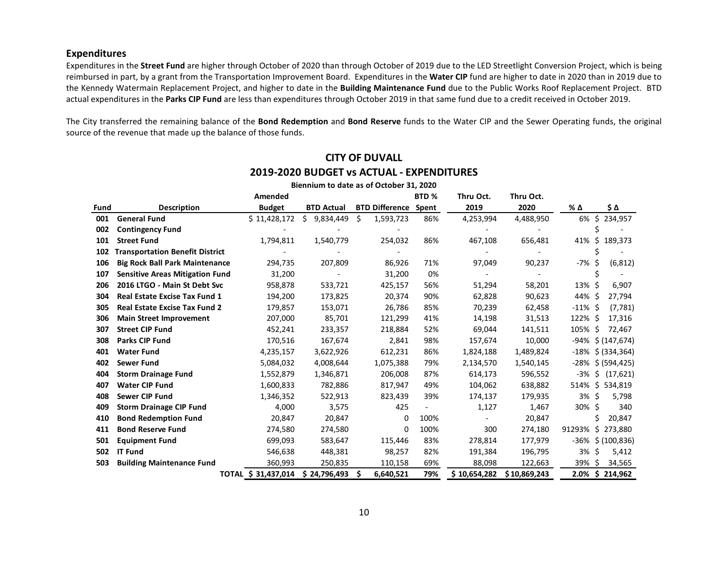### Expenditures

Expenditures in the **Street Fund** are higher through October of 2020 than through October of 2019 due to the LED Streetlight Conversion Project, which is being reimbursed in part, by a grant from the Transportation Improvement Board. Expenditures in the **Water CIP** fund are higher to date in 2020 than in 2019 due to the Kennedy Watermain Replacement Project, and higher to date in the **Building Maintenance Fund** due to the Public Works Roof Replacement Project. BTD actual expenditures in the **Parks CIP Fund** are less than expenditures through October 2019 in that same fund due to a credit received in October 2019.

The City transferred the remaining balance of the **Bond Redemption** and **Bond Reserve** funds to the Water CIP and the Sewer Operating funds, the original source of the revenue that made up the balance of those funds.

## CITY OF DUVALL

## 2019-2020 BUDGET vs ACTUAL - EXPENDITURES

**Biennium to date as of October 31, 2020**

| Fund | Description | Amended Budget | BTD Actual | BTD Difference | BTD % Spent | Thru Oct. 2019 | Thru Oct. 2020 | % Δ | $ Δ |
|---|---|---|---|---|---|---|---|---|---|
| 001 | **General Fund** | $ 11,428,172 | $ 9,834,449 | $ 1,593,723 | 86% | 4,253,994 | 4,488,950 | 6% | $ 234,957 |
| 002 | **Contingency Fund** | - | - | - | | - | - | | $ - |
| 101 | **Street Fund** | 1,794,811 | 1,540,779 | 254,032 | 86% | 467,108 | 656,481 | 41% | $ 189,373 |
| 102 | **Transportation Benefit District** | - | - | - | | - | - | | $ - |
| 106 | **Big Rock Ball Park Maintenance** | 294,735 | 207,809 | 86,926 | 71% | 97,049 | 90,237 | -7% | $ (6,812) |
| 107 | **Sensitive Areas Mitigation Fund** | 31,200 | - | 31,200 | 0% | - | - | | $ - |
| 206 | **2016 LTGO - Main St Debt Svc** | 958,878 | 533,721 | 425,157 | 56% | 51,294 | 58,201 | 13% | $ 6,907 |
| 304 | **Real Estate Excise Tax Fund 1** | 194,200 | 173,825 | 20,374 | 90% | 62,828 | 90,623 | 44% | $ 27,794 |
| 305 | **Real Estate Excise Tax Fund 2** | 179,857 | 153,071 | 26,786 | 85% | 70,239 | 62,458 | -11% | $ (7,781) |
| 306 | **Main Street Improvement** | 207,000 | 85,701 | 121,299 | 41% | 14,198 | 31,513 | 122% | $ 17,316 |
| 307 | **Street CIP Fund** | 452,241 | 233,357 | 218,884 | 52% | 69,044 | 141,511 | 105% | $ 72,467 |
| 308 | **Parks CIP Fund** | 170,516 | 167,674 | 2,841 | 98% | 157,674 | 10,000 | -94% | $ (147,674) |
| 401 | **Water Fund** | 4,235,157 | 3,622,926 | 612,231 | 86% | 1,824,188 | 1,489,824 | -18% | $ (334,364) |
| 402 | **Sewer Fund** | 5,084,032 | 4,008,644 | 1,075,388 | 79% | 2,134,570 | 1,540,145 | -28% | $ (594,425) |
| 404 | **Storm Drainage Fund** | 1,552,879 | 1,346,871 | 206,008 | 87% | 614,173 | 596,552 | -3% | $ (17,621) |
| 407 | **Water CIP Fund** | 1,600,833 | 782,886 | 817,947 | 49% | 104,062 | 638,882 | 514% | $ 534,819 |
| 408 | **Sewer CIP Fund** | 1,346,352 | 522,913 | 823,439 | 39% | 174,137 | 179,935 | 3% | $ 5,798 |
| 409 | **Storm Drainage CIP Fund** | 4,000 | 3,575 | 425 | - | 1,127 | 1,467 | 30% | $ 340 |
| 410 | **Bond Redemption Fund** | 20,847 | 20,847 | 0 | 100% | - | 20,847 | | $ 20,847 |
| 411 | **Bond Reserve Fund** | 274,580 | 274,580 | 0 | 100% | 300 | 274,180 | 91293% | $ 273,880 |
| 501 | **Equipment Fund** | 699,093 | 583,647 | 115,446 | 83% | 278,814 | 177,979 | -36% | $ (100,836) |
| 502 | **IT Fund** | 546,638 | 448,381 | 98,257 | 82% | 191,384 | 196,795 | 3% | $ 5,412 |
| 503 | **Building Maintenance Fund** | 360,993 | 250,835 | 110,158 | 69% | 88,098 | 122,663 | 39% | $ 34,565 |
| | **TOTAL** | **$ 31,437,014** | **$ 24,796,493** | **$ 6,640,521** | **79%** | **$ 10,654,282** | **$ 10,869,243** | **2.0%** | **$ 214,962** |